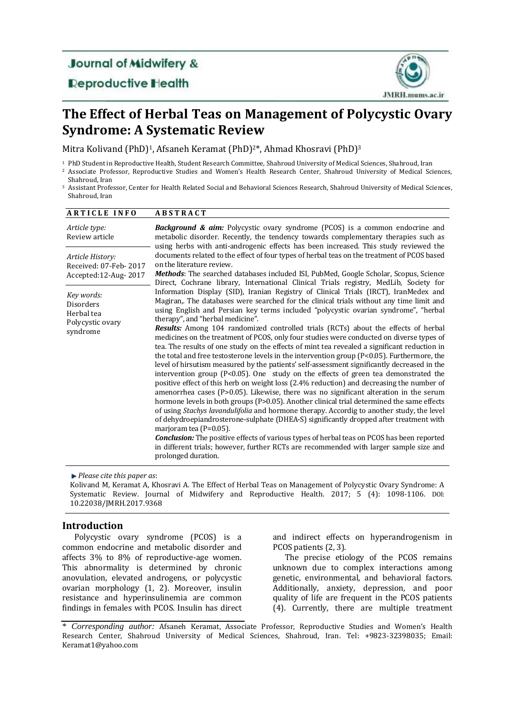Journal of Midwifery & Reproductive Health

JMRH.mums.ac.ir

# The Effect of Herbal Teas on Management of Polycystic Ovary Syndrome: A Systematic Review

Mitra Kolivand (PhD)[1], Afsaneh Keramat (PhD)[2]*, Ahmad Khosravi (PhD)[3]

[1] PhD Student in Reproductive Health, Student Research Committee, Shahroud University of Medical Sciences, Shahroud, Iran
[2] Associate Professor, Reproductive Studies and Women's Health Research Center, Shahroud University of Medical Sciences, Shahroud, Iran
[3] Assistant Professor, Center for Health Related Social and Behavioral Sciences Research, Shahroud University of Medical Sciences, Shahroud, Iran

**ARTICLE INFO**

*Article type:*
Review article

*Article History:*
Received: 07-Feb- 2017
Accepted:12-Aug- 2017

*Key words:*
Disorders
Herbal tea
Polycystic ovary syndrome

**ABSTRACT**

***Background & aim:*** Polycystic ovary syndrome (PCOS) is a common endocrine and metabolic disorder. Recently, the tendency towards complementary therapies such as using herbs with anti-androgenic effects has been increased. This study reviewed the documents related to the effect of four types of herbal teas on the treatment of PCOS based on the literature review.

***Methods*:** The searched databases included ISI, PubMed, Google Scholar, Scopus, Science Direct, Cochrane library, International Clinical Trials registry, MedLib, Society for Information Display (SID), Iranian Registry of Clinical Trials (IRCT), IranMedex and Magiran,. The databases were searched for the clinical trials without any time limit and using English and Persian key terms included "polycystic ovarian syndrome", "herbal therapy", and "herbal medicine".

***Results:*** Among 104 randomized controlled trials (RCTs) about the effects of herbal medicines on the treatment of PCOS, only four studies were conducted on diverse types of tea. The results of one study on the effects of mint tea revealed a significant reduction in the total and free testosterone levels in the intervention group ($P<0.05$). Furthermore, the level of hirsutism measured by the patients' self-assessment significantly decreased in the intervention group ($P<0.05$). One study on the effects of green tea demonstrated the positive effect of this herb on weight loss (2.4% reduction) and decreasing the number of amenorrhea cases ($P>0.05$). Likewise, there was no significant alteration in the serum hormone levels in both groups ($P>0.05$). Another clinical trial determined the same effects of using *Stachys lavandulifolia* and hormone therapy. Accordig to another study, the level of dehydroepiandrosterone-sulphate (DHEA-S) significantly dropped after treatment with marjoram tea ($P=0.05$).

***Conclusion:*** The positive effects of various types of herbal teas on PCOS has been reported in different trials; however, further RCTs are recommended with larger sample size and prolonged duration.

*Please cite this paper as*:
Kolivand M, Keramat A, Khosravi A. The Effect of Herbal Teas on Management of Polycystic Ovary Syndrome: A Systematic Review. Journal of Midwifery and Reproductive Health. 2017; 5 (4): 1098-1106. DOI: 10.22038/JMRH.2017.9368

## Introduction

Polycystic ovary syndrome (PCOS) is a common endocrine and metabolic disorder and affects 3% to 8% of reproductive-age women. This abnormality is determined by chronic anovulation, elevated androgens, or polycystic ovarian morphology (1, 2). Moreover, insulin resistance and hyperinsulinemia are common findings in females with PCOS. Insulin has direct and indirect effects on hyperandrogenism in PCOS patients (2, 3).

The precise etiology of the PCOS remains unknown due to complex interactions among genetic, environmental, and behavioral factors. Additionally, anxiety, depression, and poor quality of life are frequent in the PCOS patients (4). Currently, there are multiple treatment

\* *Corresponding author:* Afsaneh Keramat, Associate Professor, Reproductive Studies and Women's Health Research Center, Shahroud University of Medical Sciences, Shahroud, Iran. Tel: +9823-32398035; Email: Keramat1@yahoo.com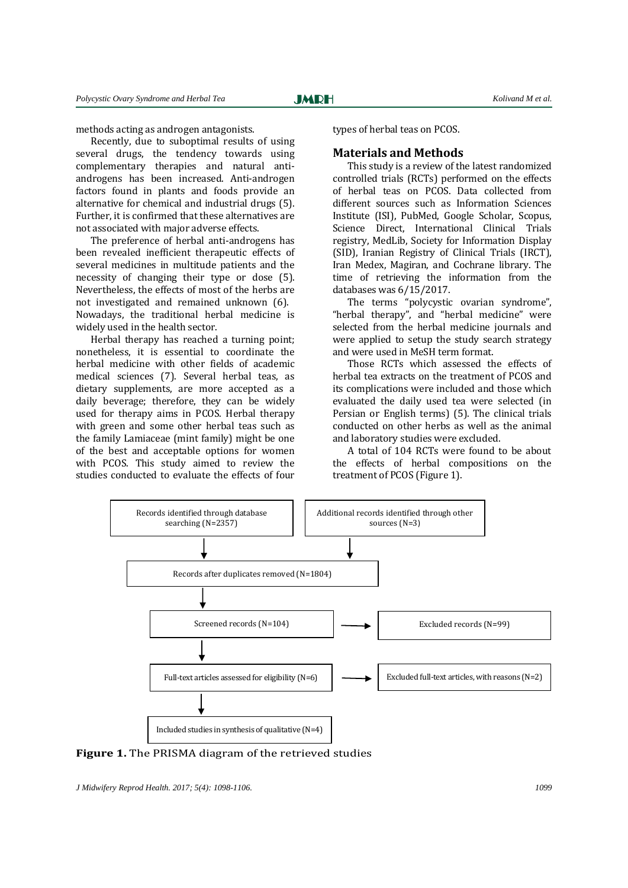methods acting as androgen antagonists.

Recently, due to suboptimal results of using several drugs, the tendency towards using complementary therapies and natural anti-androgens has been increased. Anti-androgen factors found in plants and foods provide an alternative for chemical and industrial drugs (5). Further, it is confirmed that these alternatives are not associated with major adverse effects.

The preference of herbal anti-androgens has been revealed inefficient therapeutic effects of several medicines in multitude patients and the necessity of changing their type or dose (5). Nevertheless, the effects of most of the herbs are not investigated and remained unknown (6). Nowadays, the traditional herbal medicine is widely used in the health sector.

Herbal therapy has reached a turning point; nonetheless, it is essential to coordinate the herbal medicine with other fields of academic medical sciences (7). Several herbal teas, as dietary supplements, are more accepted as a daily beverage; therefore, they can be widely used for therapy aims in PCOS. Herbal therapy with green and some other herbal teas such as the family Lamiaceae (mint family) might be one of the best and acceptable options for women with PCOS. This study aimed to review the studies conducted to evaluate the effects of four types of herbal teas on PCOS.

## Materials and Methods

This study is a review of the latest randomized controlled trials (RCTs) performed on the effects of herbal teas on PCOS. Data collected from different sources such as Information Sciences Institute (ISI), PubMed, Google Scholar, Scopus, Science Direct, International Clinical Trials registry, MedLib, Society for Information Display (SID), Iranian Registry of Clinical Trials (IRCT), Iran Medex, Magiran, and Cochrane library. The time of retrieving the information from the databases was 6/15/2017.

The terms "polycystic ovarian syndrome", "herbal therapy", and "herbal medicine" were selected from the herbal medicine journals and were applied to setup the study search strategy and were used in MeSH term format.

Those RCTs which assessed the effects of herbal tea extracts on the treatment of PCOS and its complications were included and those which evaluated the daily used tea were selected (in Persian or English terms) (5). The clinical trials conducted on other herbs as well as the animal and laboratory studies were excluded.

A total of 104 RCTs were found to be about the effects of herbal compositions on the treatment of PCOS (Figure 1).

Records identified through database searching (N=2357)

Additional records identified through other sources (N=3)

Records after duplicates removed (N=1804)

Screened records (N=104)

Excluded records (N=99)

Full-text articles assessed for eligibility (N=6)

Excluded full-text articles, with reasons (N=2)

Included studies in synthesis of qualitative (N=4)

**Figure 1.** The PRISMA diagram of the retrieved studies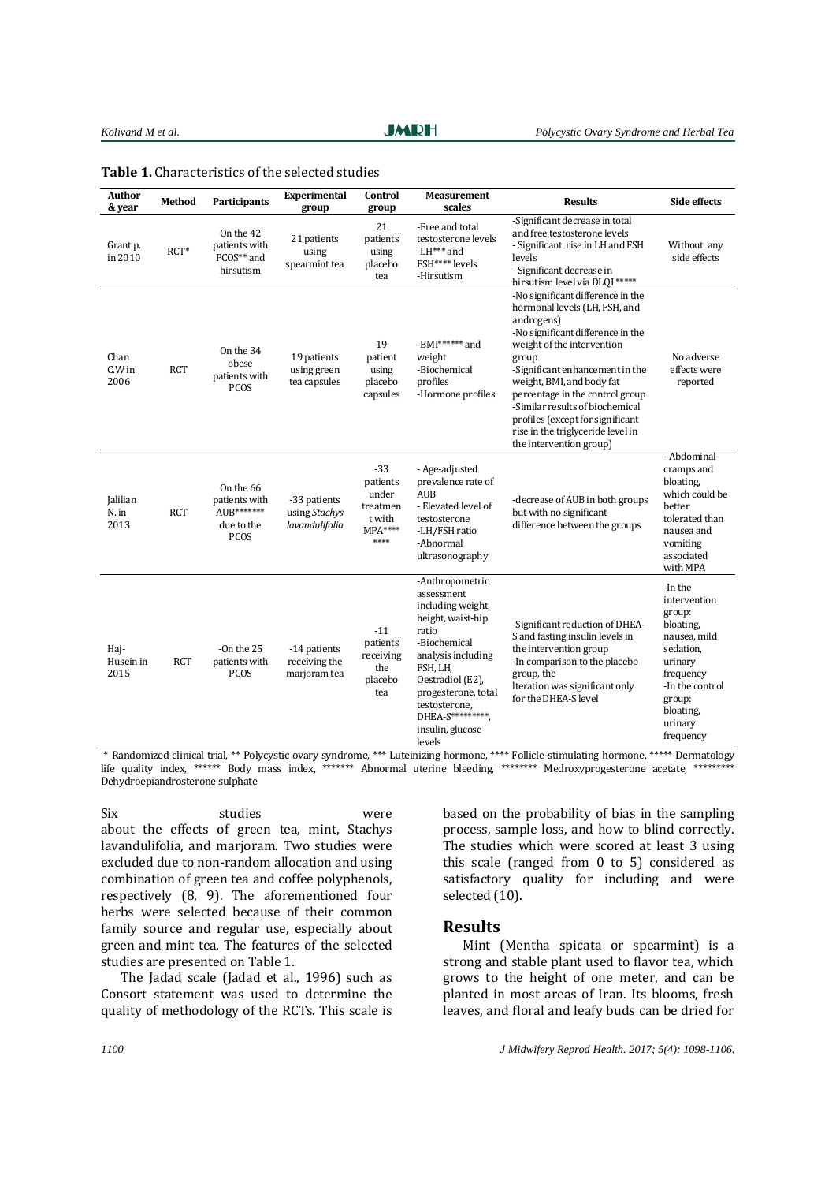**Table 1.** Characteristics of the selected studies

| Author & year | Method | Participants | Experimental group | Control group | Measurement scales | Results | Side effects |
|---|---|---|---|---|---|---|---|
| Grant p. in 2010 | RCT* | On the 42 patients with PCOS** and hirsutism | 21 patients using spearmint tea | 21 patients using placebo tea | -Free and total testosterone levels -LH*** and FSH**** levels -Hirsutism | -Significant decrease in total and free testosterone levels - Significant rise in LH and FSH levels - Significant decrease in hirsutism level via DLQI***** | Without any side effects |
| Chan C.W in 2006 | RCT | On the 34 obese patients with PCOS | 19 patients using green tea capsules | 19 patient using placebo capsules | -BMI****** and weight -Biochemical profiles -Hormone profiles | -No significant difference in the hormonal levels (LH, FSH, and androgens) -No significant difference in the weight of the intervention group -Significant enhancement in the weight, BMI, and body fat percentage in the control group -Similar results of biochemical profiles (except for significant rise in the triglyceride level in the intervention group) | No adverse effects were reported |
| Jalilian N. in 2013 | RCT | On the 66 patients with AUB******* due to the PCOS | -33 patients using *Stachys lavandulifolia* | -33 patients under treatment with MPA******** | - Age-adjusted prevalence rate of AUB - Elevated level of testosterone -LH/FSH ratio -Abnormal ultrasonography | -decrease of AUB in both groups but with no significant difference between the groups | - Abdominal cramps and bloating, which could be better tolerated than nausea and vomiting associated with MPA |
| Haj-Husein in 2015 | RCT | -On the 25 patients with PCOS | -14 patients receiving the marjoram tea | -11 patients receiving the placebo tea | -Anthropometric assessment including weight, height, waist-hip ratio -Biochemical analysis including FSH, LH, Oestradiol (E2), progesterone, total testosterone, DHEA-S*********, insulin, glucose levels | -Significant reduction of DHEA-S and fasting insulin levels in the intervention group -In comparison to the placebo group, the Iteration was significant only for the DHEA-S level | -In the intervention group: bloating, nausea, mild sedation, urinary frequency -In the control group: bloating, urinary frequency |

\* Randomized clinical trial, ** Polycystic ovary syndrome, *** Luteinizing hormone, **** Follicle-stimulating hormone, ***** Dermatology life quality index, ****** Body mass index, ******* Abnormal uterine bleeding, ******** Medroxyprogesterone acetate, ********* Dehydroepiandrosterone sulphate

Six studies were about the effects of green tea, mint, Stachys lavandulifolia, and marjoram. Two studies were excluded due to non-random allocation and using combination of green tea and coffee polyphenols, respectively (8, 9). The aforementioned four herbs were selected because of their common family source and regular use, especially about green and mint tea. The features of the selected studies are presented on Table 1.

The Jadad scale (Jadad et al., 1996) such as Consort statement was used to determine the quality of methodology of the RCTs. This scale is based on the probability of bias in the sampling process, sample loss, and how to blind correctly. The studies which were scored at least 3 using this scale (ranged from 0 to 5) considered as satisfactory quality for including and were selected (10).

## Results

Mint (Mentha spicata or spearmint) is a strong and stable plant used to flavor tea, which grows to the height of one meter, and can be planted in most areas of Iran. Its blooms, fresh leaves, and floral and leafy buds can be dried for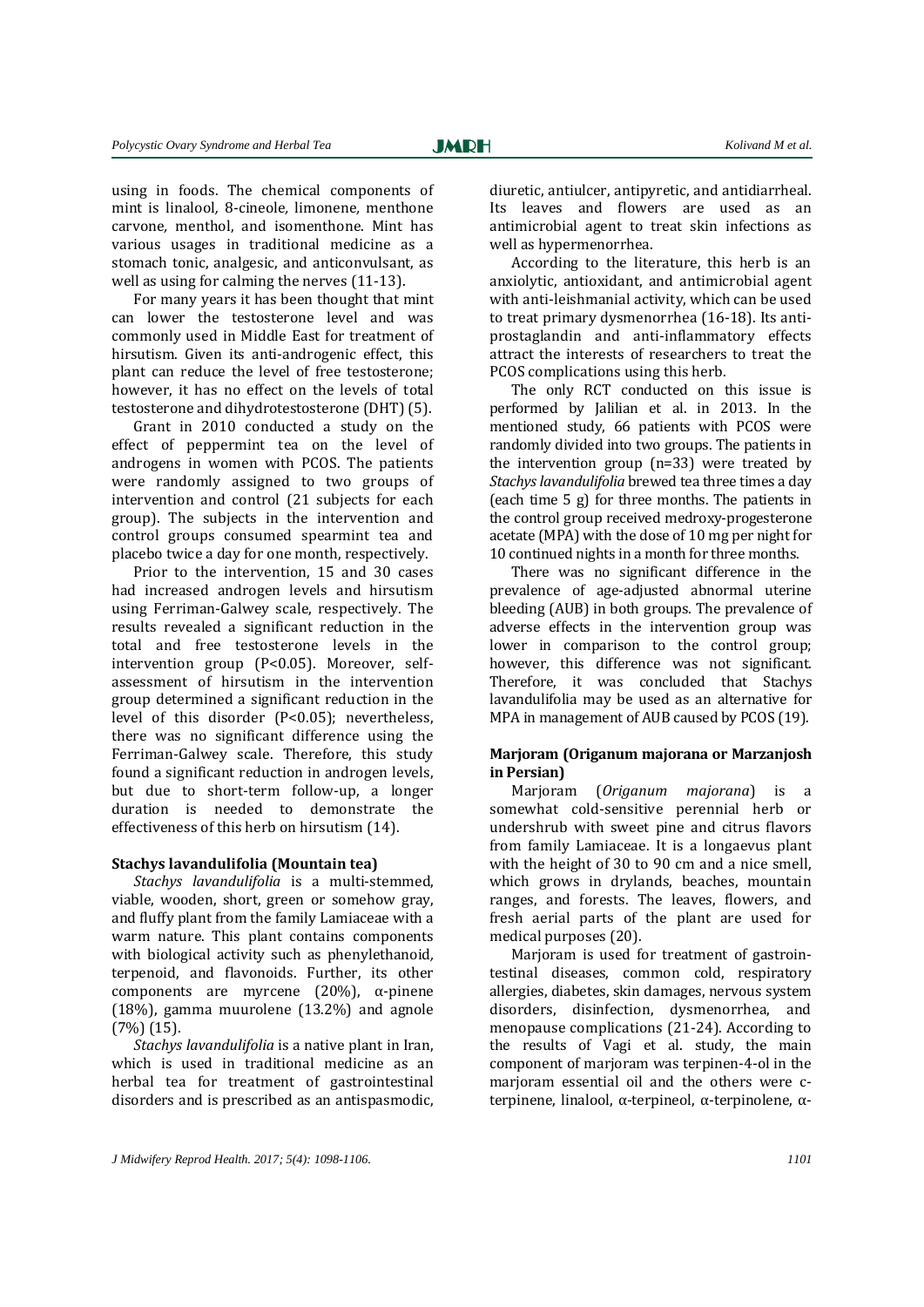using in foods. The chemical components of mint is linalool, 8-cineole, limonene, menthone carvone, menthol, and isomenthone. Mint has various usages in traditional medicine as a stomach tonic, analgesic, and anticonvulsant, as well as using for calming the nerves (11-13).

For many years it has been thought that mint can lower the testosterone level and was commonly used in Middle East for treatment of hirsutism. Given its anti-androgenic effect, this plant can reduce the level of free testosterone; however, it has no effect on the levels of total testosterone and dihydrotestosterone (DHT) (5).

Grant in 2010 conducted a study on the effect of peppermint tea on the level of androgens in women with PCOS. The patients were randomly assigned to two groups of intervention and control (21 subjects for each group). The subjects in the intervention and control groups consumed spearmint tea and placebo twice a day for one month, respectively.

Prior to the intervention, 15 and 30 cases had increased androgen levels and hirsutism using Ferriman-Galwey scale, respectively. The results revealed a significant reduction in the total and free testosterone levels in the intervention group ($P<0.05$). Moreover, self-assessment of hirsutism in the intervention group determined a significant reduction in the level of this disorder ($P<0.05$); nevertheless, there was no significant difference using the Ferriman-Galwey scale. Therefore, this study found a significant reduction in androgen levels, but due to short-term follow-up, a longer duration is needed to demonstrate the effectiveness of this herb on hirsutism (14).

### Stachys lavandulifolia (Mountain tea)

*Stachys lavandulifolia* is a multi-stemmed, viable, wooden, short, green or somehow gray, and fluffy plant from the family Lamiaceae with a warm nature. This plant contains components with biological activity such as phenylethanoid, terpenoid, and flavonoids. Further, its other components are myrcene (20%), α-pinene (18%), gamma muurolene (13.2%) and agnole (7%) (15).

*Stachys lavandulifolia* is a native plant in Iran, which is used in traditional medicine as an herbal tea for treatment of gastrointestinal disorders and is prescribed as an antispasmodic, diuretic, antiulcer, antipyretic, and antidiarrheal. Its leaves and flowers are used as an antimicrobial agent to treat skin infections as well as hypermenorrhea.

According to the literature, this herb is an anxiolytic, antioxidant, and antimicrobial agent with anti-leishmanial activity, which can be used to treat primary dysmenorrhea (16-18). Its anti-prostaglandin and anti-inflammatory effects attract the interests of researchers to treat the PCOS complications using this herb.

The only RCT conducted on this issue is performed by Jalilian et al. in 2013. In the mentioned study, 66 patients with PCOS were randomly divided into two groups. The patients in the intervention group (n=33) were treated by *Stachys lavandulifolia* brewed tea three times a day (each time 5 g) for three months. The patients in the control group received medroxy-progesterone acetate (MPA) with the dose of 10 mg per night for 10 continued nights in a month for three months.

There was no significant difference in the prevalence of age-adjusted abnormal uterine bleeding (AUB) in both groups. The prevalence of adverse effects in the intervention group was lower in comparison to the control group; however, this difference was not significant. Therefore, it was concluded that Stachys lavandulifolia may be used as an alternative for MPA in management of AUB caused by PCOS (19).

### Marjoram (Origanum majorana or Marzanjosh in Persian)

Marjoram (*Origanum majorana*) is a somewhat cold-sensitive perennial herb or undershrub with sweet pine and citrus flavors from family Lamiaceae. It is a longaevus plant with the height of 30 to 90 cm and a nice smell, which grows in drylands, beaches, mountain ranges, and forests. The leaves, flowers, and fresh aerial parts of the plant are used for medical purposes (20).

Marjoram is used for treatment of gastrointestinal diseases, common cold, respiratory allergies, diabetes, skin damages, nervous system disorders, disinfection, dysmenorrhea, and menopause complications (21-24). According to the results of Vagi et al. study, the main component of marjoram was terpinen-4-ol in the marjoram essential oil and the others were c-terpinene, linalool, α-terpineol, α-terpinolene, α-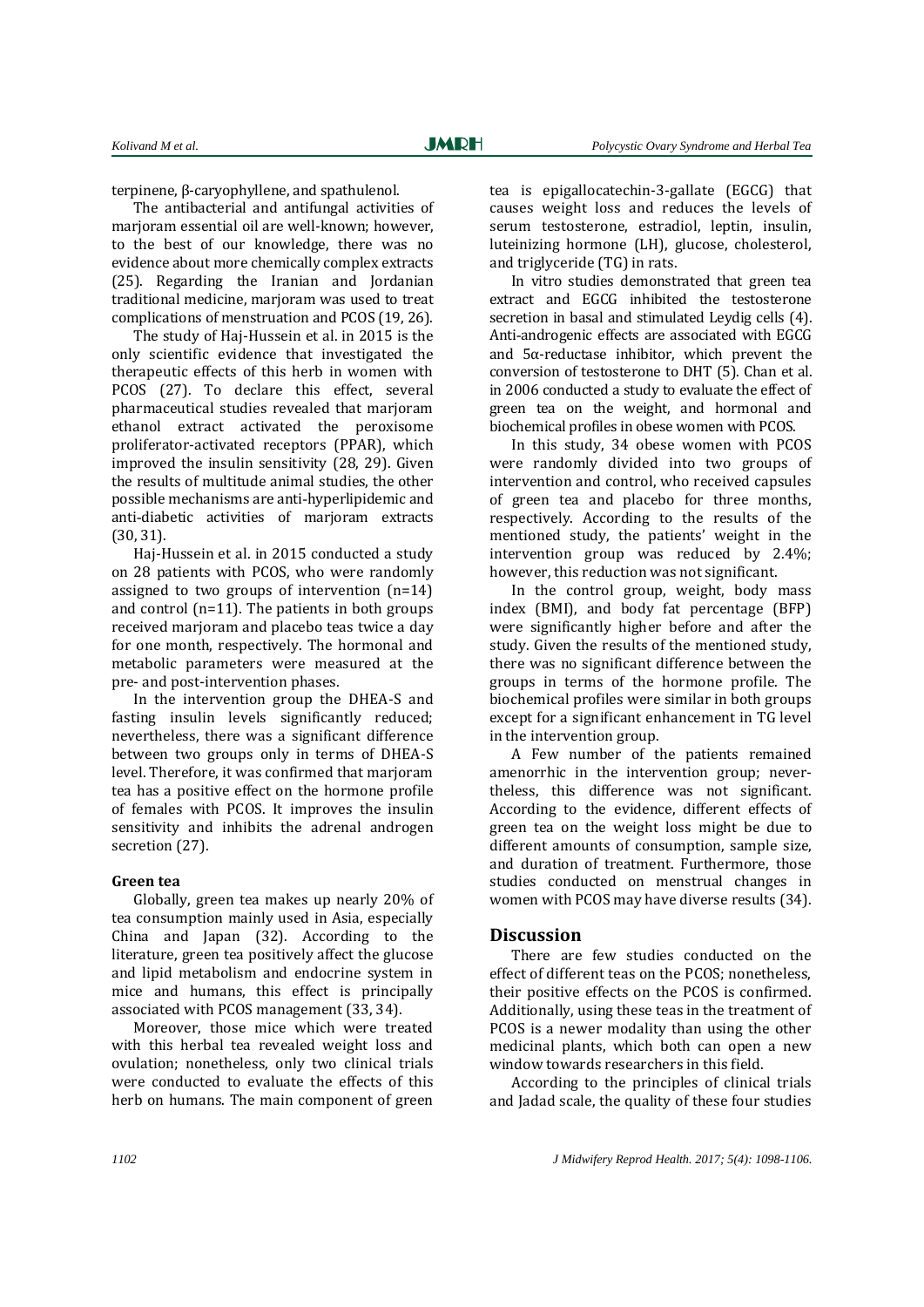terpinene, β-caryophyllene, and spathulenol.

The antibacterial and antifungal activities of marjoram essential oil are well-known; however, to the best of our knowledge, there was no evidence about more chemically complex extracts (25). Regarding the Iranian and Jordanian traditional medicine, marjoram was used to treat complications of menstruation and PCOS (19, 26).

The study of Haj-Hussein et al. in 2015 is the only scientific evidence that investigated the therapeutic effects of this herb in women with PCOS (27). To declare this effect, several pharmaceutical studies revealed that marjoram ethanol extract activated the peroxisome proliferator-activated receptors (PPAR), which improved the insulin sensitivity (28, 29). Given the results of multitude animal studies, the other possible mechanisms are anti-hyperlipidemic and anti-diabetic activities of marjoram extracts (30, 31).

Haj-Hussein et al. in 2015 conducted a study on 28 patients with PCOS, who were randomly assigned to two groups of intervention (n=14) and control (n=11). The patients in both groups received marjoram and placebo teas twice a day for one month, respectively. The hormonal and metabolic parameters were measured at the pre- and post-intervention phases.

In the intervention group the DHEA-S and fasting insulin levels significantly reduced; nevertheless, there was a significant difference between two groups only in terms of DHEA-S level. Therefore, it was confirmed that marjoram tea has a positive effect on the hormone profile of females with PCOS. It improves the insulin sensitivity and inhibits the adrenal androgen secretion (27).

**Green tea**

Globally, green tea makes up nearly 20% of tea consumption mainly used in Asia, especially China and Japan (32). According to the literature, green tea positively affect the glucose and lipid metabolism and endocrine system in mice and humans, this effect is principally associated with PCOS management (33, 34).

Moreover, those mice which were treated with this herbal tea revealed weight loss and ovulation; nonetheless, only two clinical trials were conducted to evaluate the effects of this herb on humans. The main component of green tea is epigallocatechin-3-gallate (EGCG) that causes weight loss and reduces the levels of serum testosterone, estradiol, leptin, insulin, luteinizing hormone (LH), glucose, cholesterol, and triglyceride (TG) in rats.

In vitro studies demonstrated that green tea extract and EGCG inhibited the testosterone secretion in basal and stimulated Leydig cells (4). Anti-androgenic effects are associated with EGCG and 5α-reductase inhibitor, which prevent the conversion of testosterone to DHT (5). Chan et al. in 2006 conducted a study to evaluate the effect of green tea on the weight, and hormonal and biochemical profiles in obese women with PCOS.

In this study, 34 obese women with PCOS were randomly divided into two groups of intervention and control, who received capsules of green tea and placebo for three months, respectively. According to the results of the mentioned study, the patients' weight in the intervention group was reduced by 2.4%; however, this reduction was not significant.

In the control group, weight, body mass index (BMI), and body fat percentage (BFP) were significantly higher before and after the study. Given the results of the mentioned study, there was no significant difference between the groups in terms of the hormone profile. The biochemical profiles were similar in both groups except for a significant enhancement in TG level in the intervention group.

A Few number of the patients remained amenorrhic in the intervention group; nevertheless, this difference was not significant. According to the evidence, different effects of green tea on the weight loss might be due to different amounts of consumption, sample size, and duration of treatment. Furthermore, those studies conducted on menstrual changes in women with PCOS may have diverse results (34).

## Discussion

There are few studies conducted on the effect of different teas on the PCOS; nonetheless, their positive effects on the PCOS is confirmed. Additionally, using these teas in the treatment of PCOS is a newer modality than using the other medicinal plants, which both can open a new window towards researchers in this field.

According to the principles of clinical trials and Jadad scale, the quality of these four studies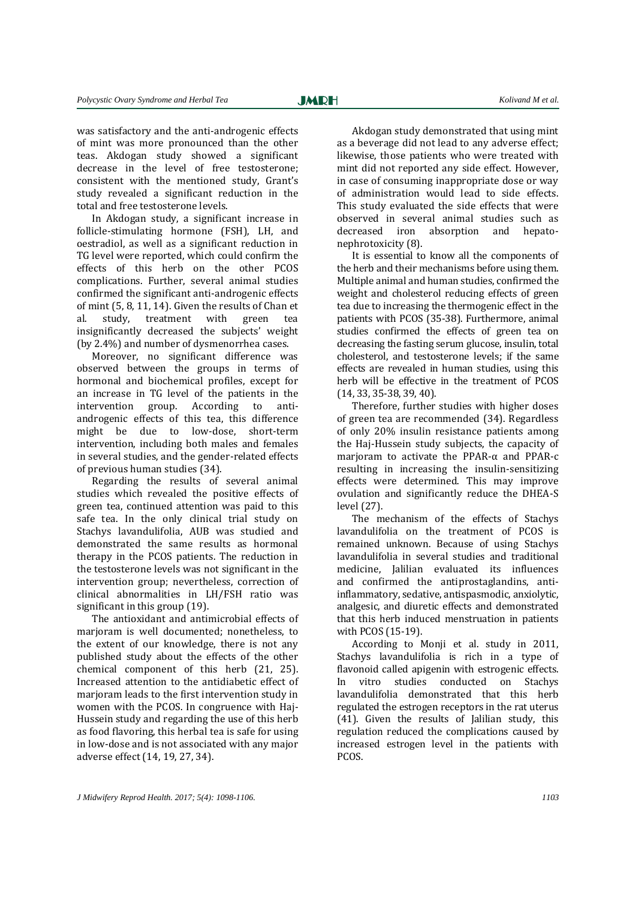was satisfactory and the anti-androgenic effects of mint was more pronounced than the other teas. Akdogan study showed a significant decrease in the level of free testosterone; consistent with the mentioned study, Grant's study revealed a significant reduction in the total and free testosterone levels.

In Akdogan study, a significant increase in follicle-stimulating hormone (FSH), LH, and oestradiol, as well as a significant reduction in TG level were reported, which could confirm the effects of this herb on the other PCOS complications. Further, several animal studies confirmed the significant anti-androgenic effects of mint (5, 8, 11, 14). Given the results of Chan et al. study, treatment with green tea insignificantly decreased the subjects' weight (by 2.4%) and number of dysmenorrhea cases.

Moreover, no significant difference was observed between the groups in terms of hormonal and biochemical profiles, except for an increase in TG level of the patients in the intervention group. According to anti-androgenic effects of this tea, this difference might be due to low-dose, short-term intervention, including both males and females in several studies, and the gender-related effects of previous human studies (34).

Regarding the results of several animal studies which revealed the positive effects of green tea, continued attention was paid to this safe tea. In the only clinical trial study on Stachys lavandulifolia, AUB was studied and demonstrated the same results as hormonal therapy in the PCOS patients. The reduction in the testosterone levels was not significant in the intervention group; nevertheless, correction of clinical abnormalities in LH/FSH ratio was significant in this group (19).

The antioxidant and antimicrobial effects of marjoram is well documented; nonetheless, to the extent of our knowledge, there is not any published study about the effects of the other chemical component of this herb (21, 25). Increased attention to the antidiabetic effect of marjoram leads to the first intervention study in women with the PCOS. In congruence with Haj-Hussein study and regarding the use of this herb as food flavoring, this herbal tea is safe for using in low-dose and is not associated with any major adverse effect (14, 19, 27, 34).

Akdogan study demonstrated that using mint as a beverage did not lead to any adverse effect; likewise, those patients who were treated with mint did not reported any side effect. However, in case of consuming inappropriate dose or way of administration would lead to side effects. This study evaluated the side effects that were observed in several animal studies such as decreased iron absorption and hepato-nephrotoxicity (8).

It is essential to know all the components of the herb and their mechanisms before using them. Multiple animal and human studies, confirmed the weight and cholesterol reducing effects of green tea due to increasing the thermogenic effect in the patients with PCOS (35-38). Furthermore, animal studies confirmed the effects of green tea on decreasing the fasting serum glucose, insulin, total cholesterol, and testosterone levels; if the same effects are revealed in human studies, using this herb will be effective in the treatment of PCOS (14, 33, 35-38, 39, 40).

Therefore, further studies with higher doses of green tea are recommended (34). Regardless of only 20% insulin resistance patients among the Haj-Hussein study subjects, the capacity of marjoram to activate the PPAR-α and PPAR-c resulting in increasing the insulin-sensitizing effects were determined. This may improve ovulation and significantly reduce the DHEA-S level (27).

The mechanism of the effects of Stachys lavandulifolia on the treatment of PCOS is remained unknown. Because of using Stachys lavandulifolia in several studies and traditional medicine, Jalilian evaluated its influences and confirmed the antiprostaglandins, anti-inflammatory, sedative, antispasmodic, anxiolytic, analgesic, and diuretic effects and demonstrated that this herb induced menstruation in patients with PCOS (15-19).

According to Monji et al. study in 2011, Stachys lavandulifolia is rich in a type of flavonoid called apigenin with estrogenic effects. In vitro studies conducted on Stachys lavandulifolia demonstrated that this herb regulated the estrogen receptors in the rat uterus (41). Given the results of Jalilian study, this regulation reduced the complications caused by increased estrogen level in the patients with PCOS.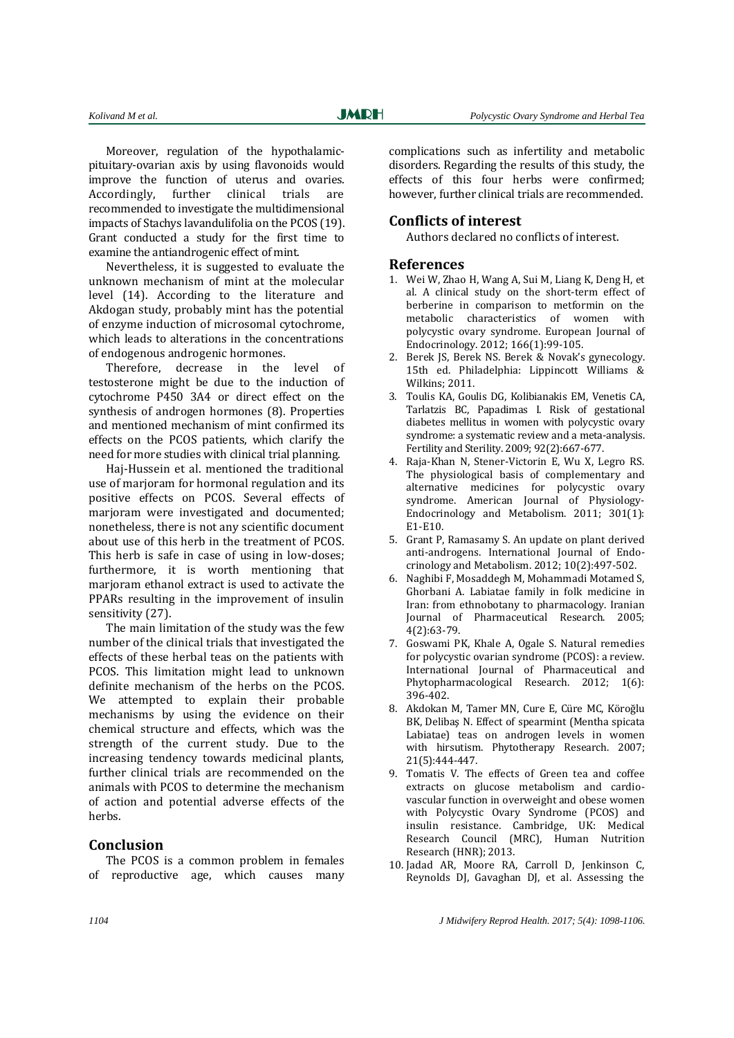Moreover, regulation of the hypothalamic-pituitary-ovarian axis by using flavonoids would improve the function of uterus and ovaries. Accordingly, further clinical trials are recommended to investigate the multidimensional impacts of Stachys lavandulifolia on the PCOS (19). Grant conducted a study for the first time to examine the antiandrogenic effect of mint.

Nevertheless, it is suggested to evaluate the unknown mechanism of mint at the molecular level (14). According to the literature and Akdogan study, probably mint has the potential of enzyme induction of microsomal cytochrome, which leads to alterations in the concentrations of endogenous androgenic hormones.

Therefore, decrease in the level of testosterone might be due to the induction of cytochrome P450 3A4 or direct effect on the synthesis of androgen hormones (8). Properties and mentioned mechanism of mint confirmed its effects on the PCOS patients, which clarify the need for more studies with clinical trial planning.

Haj-Hussein et al. mentioned the traditional use of marjoram for hormonal regulation and its positive effects on PCOS. Several effects of marjoram were investigated and documented; nonetheless, there is not any scientific document about use of this herb in the treatment of PCOS. This herb is safe in case of using in low-doses; furthermore, it is worth mentioning that marjoram ethanol extract is used to activate the PPARs resulting in the improvement of insulin sensitivity (27).

The main limitation of the study was the few number of the clinical trials that investigated the effects of these herbal teas on the patients with PCOS. This limitation might lead to unknown definite mechanism of the herbs on the PCOS. We attempted to explain their probable mechanisms by using the evidence on their chemical structure and effects, which was the strength of the current study. Due to the increasing tendency towards medicinal plants, further clinical trials are recommended on the animals with PCOS to determine the mechanism of action and potential adverse effects of the herbs.

## Conclusion

The PCOS is a common problem in females of reproductive age, which causes many complications such as infertility and metabolic disorders. Regarding the results of this study, the effects of this four herbs were confirmed; however, further clinical trials are recommended.

## Conflicts of interest

Authors declared no conflicts of interest.

## References

1. Wei W, Zhao H, Wang A, Sui M, Liang K, Deng H, et al. A clinical study on the short-term effect of berberine in comparison to metformin on the metabolic characteristics of women with polycystic ovary syndrome. European Journal of Endocrinology. 2012; 166(1):99-105.
2. Berek JS, Berek NS. Berek & Novak's gynecology. 15th ed. Philadelphia: Lippincott Williams & Wilkins; 2011.
3. Toulis KA, Goulis DG, Kolibianakis EM, Venetis CA, Tarlatzis BC, Papadimas I. Risk of gestational diabetes mellitus in women with polycystic ovary syndrome: a systematic review and a meta-analysis. Fertility and Sterility. 2009; 92(2):667-677.
4. Raja-Khan N, Stener-Victorin E, Wu X, Legro RS. The physiological basis of complementary and alternative medicines for polycystic ovary syndrome. American Journal of Physiology-Endocrinology and Metabolism. 2011; 301(1): E1-E10.
5. Grant P, Ramasamy S. An update on plant derived anti-androgens. International Journal of Endocrinology and Metabolism. 2012; 10(2):497-502.
6. Naghibi F, Mosaddegh M, Mohammadi Motamed S, Ghorbani A. Labiatae family in folk medicine in Iran: from ethnobotany to pharmacology. Iranian Journal of Pharmaceutical Research. 2005; 4(2):63-79.
7. Goswami PK, Khale A, Ogale S. Natural remedies for polycystic ovarian syndrome (PCOS): a review. International Journal of Pharmaceutical and Phytopharmacological Research. 2012; 1(6): 396-402.
8. Akdokan M, Tamer MN, Cure E, Cüre MC, Köroğlu BK, Delibaş N. Effect of spearmint (Mentha spicata Labiatae) teas on androgen levels in women with hirsutism. Phytotherapy Research. 2007; 21(5):444-447.
9. Tomatis V. The effects of Green tea and coffee extracts on glucose metabolism and cardiovascular function in overweight and obese women with Polycystic Ovary Syndrome (PCOS) and insulin resistance. Cambridge, UK: Medical Research Council (MRC), Human Nutrition Research (HNR); 2013.
10. Jadad AR, Moore RA, Carroll D, Jenkinson C, Reynolds DJ, Gavaghan DJ, et al. Assessing the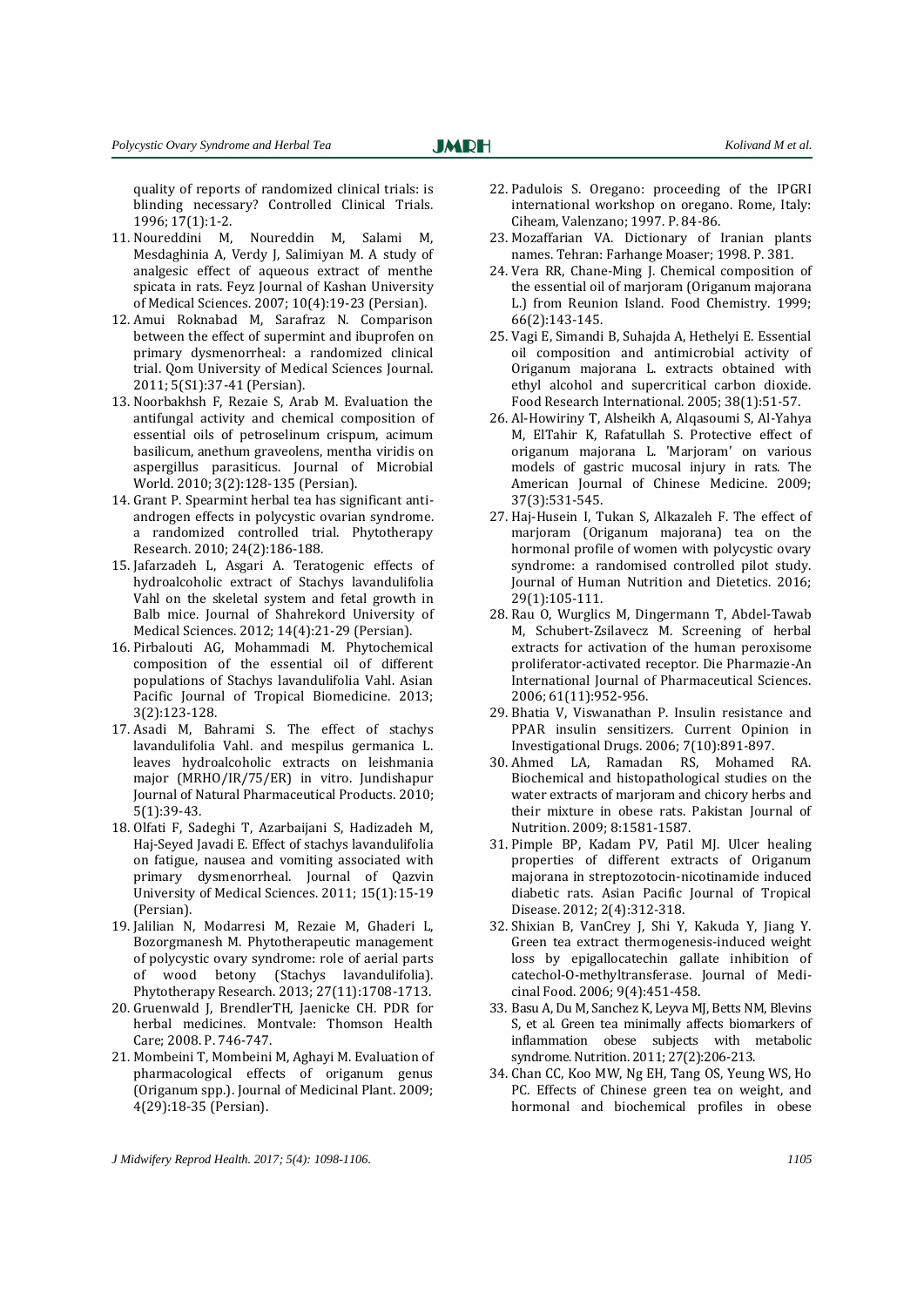quality of reports of randomized clinical trials: is blinding necessary? Controlled Clinical Trials. 1996; 17(1):1-2.

11. Noureddini M, Noureddin M, Salami M, Mesdaghinia A, Verdy J, Salimiyan M. A study of analgesic effect of aqueous extract of menthe spicata in rats. Feyz Journal of Kashan University of Medical Sciences. 2007; 10(4):19-23 (Persian).
12. Amui Roknabad M, Sarafraz N. Comparison between the effect of supermint and ibuprofen on primary dysmenorrheal: a randomized clinical trial. Qom University of Medical Sciences Journal. 2011; 5(S1):37-41 (Persian).
13. Noorbakhsh F, Rezaie S, Arab M. Evaluation the antifungal activity and chemical composition of essential oils of petroselinum crispum, acimum basilicum, anethum graveolens, mentha viridis on aspergillus parasiticus. Journal of Microbial World. 2010; 3(2):128-135 (Persian).
14. Grant P. Spearmint herbal tea has significant anti-androgen effects in polycystic ovarian syndrome. a randomized controlled trial. Phytotherapy Research. 2010; 24(2):186-188.
15. Jafarzadeh L, Asgari A. Teratogenic effects of hydroalcoholic extract of Stachys lavandulifolia Vahl on the skeletal system and fetal growth in Balb mice. Journal of Shahrekord University of Medical Sciences. 2012; 14(4):21-29 (Persian).
16. Pirbalouti AG, Mohammadi M. Phytochemical composition of the essential oil of different populations of Stachys lavandulifolia Vahl. Asian Pacific Journal of Tropical Biomedicine. 2013; 3(2):123-128.
17. Asadi M, Bahrami S. The effect of stachys lavandulifolia Vahl. and mespilus germanica L. leaves hydroalcoholic extracts on leishmania major (MRHO/IR/75/ER) in vitro. Jundishapur Journal of Natural Pharmaceutical Products. 2010; 5(1):39-43.
18. Olfati F, Sadeghi T, Azarbaijani S, Hadizadeh M, Haj-Seyed Javadi E. Effect of stachys lavandulifolia on fatigue, nausea and vomiting associated with primary dysmenorrheal. Journal of Qazvin University of Medical Sciences. 2011; 15(1):15-19 (Persian).
19. Jalilian N, Modarresi M, Rezaie M, Ghaderi L, Bozorgmanesh M. Phytotherapeutic management of polycystic ovary syndrome: role of aerial parts of wood betony (Stachys lavandulifolia). Phytotherapy Research. 2013; 27(11):1708-1713.
20. Gruenwald J, BrendlerTH, Jaenicke CH. PDR for herbal medicines. Montvale: Thomson Health Care; 2008. P. 746-747.
21. Mombeini T, Mombeini M, Aghayi M. Evaluation of pharmacological effects of origanum genus (Origanum spp.). Journal of Medicinal Plant. 2009; 4(29):18-35 (Persian).
22. Padulois S. Oregano: proceeding of the IPGRI international workshop on oregano. Rome, Italy: Ciheam, Valenzano; 1997. P. 84-86.
23. Mozaffarian VA. Dictionary of Iranian plants names. Tehran: Farhange Moaser; 1998. P. 381.
24. Vera RR, Chane-Ming J. Chemical composition of the essential oil of marjoram (Origanum majorana L.) from Reunion Island. Food Chemistry. 1999; 66(2):143-145.
25. Vagi E, Simandi B, Suhajda A, Hethelyi E. Essential oil composition and antimicrobial activity of Origanum majorana L. extracts obtained with ethyl alcohol and supercritical carbon dioxide. Food Research International. 2005; 38(1):51-57.
26. Al-Howiriny T, Alsheikh A, Alqasoumi S, Al-Yahya M, ElTahir K, Rafatullah S. Protective effect of origanum majorana L. 'Marjoram' on various models of gastric mucosal injury in rats. The American Journal of Chinese Medicine. 2009; 37(3):531-545.
27. Haj-Husein I, Tukan S, Alkazaleh F. The effect of marjoram (Origanum majorana) tea on the hormonal profile of women with polycystic ovary syndrome: a randomised controlled pilot study. Journal of Human Nutrition and Dietetics. 2016; 29(1):105-111.
28. Rau O, Wurglics M, Dingermann T, Abdel-Tawab M, Schubert-Zsilavecz M. Screening of herbal extracts for activation of the human peroxisome proliferator-activated receptor. Die Pharmazie-An International Journal of Pharmaceutical Sciences. 2006; 61(11):952-956.
29. Bhatia V, Viswanathan P. Insulin resistance and PPAR insulin sensitizers. Current Opinion in Investigational Drugs. 2006; 7(10):891-897.
30. Ahmed LA, Ramadan RS, Mohamed RA. Biochemical and histopathological studies on the water extracts of marjoram and chicory herbs and their mixture in obese rats. Pakistan Journal of Nutrition. 2009; 8:1581-1587.
31. Pimple BP, Kadam PV, Patil MJ. Ulcer healing properties of different extracts of Origanum majorana in streptozotocin-nicotinamide induced diabetic rats. Asian Pacific Journal of Tropical Disease. 2012; 2(4):312-318.
32. Shixian B, VanCrey J, Shi Y, Kakuda Y, Jiang Y. Green tea extract thermogenesis-induced weight loss by epigallocatechin gallate inhibition of catechol-O-methyltransferase. Journal of Medicinal Food. 2006; 9(4):451-458.
33. Basu A, Du M, Sanchez K, Leyva MJ, Betts NM, Blevins S, et al. Green tea minimally affects biomarkers of inflammation obese subjects with metabolic syndrome. Nutrition. 2011; 27(2):206-213.
34. Chan CC, Koo MW, Ng EH, Tang OS, Yeung WS, Ho PC. Effects of Chinese green tea on weight, and hormonal and biochemical profiles in obese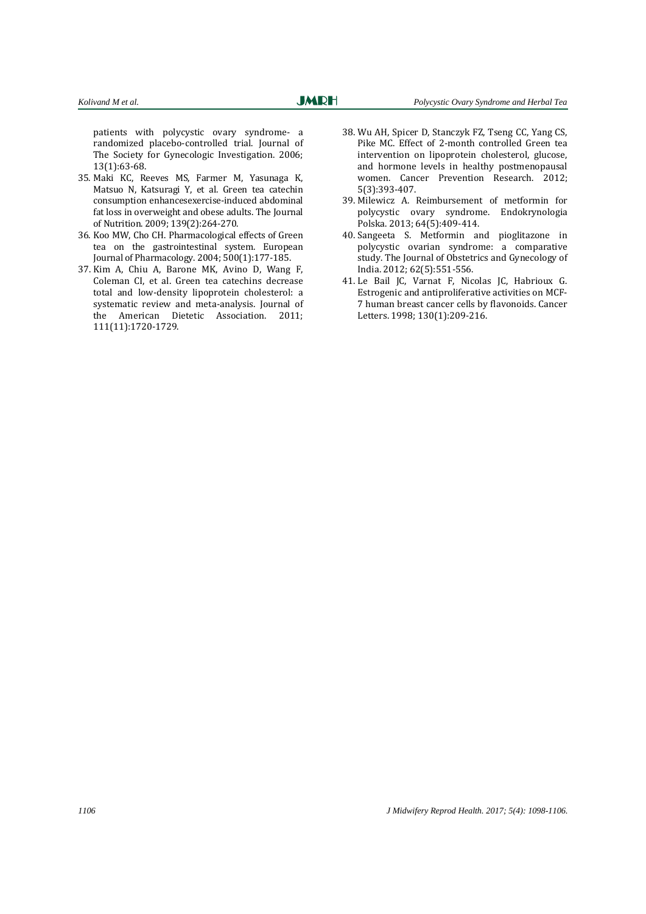patients with polycystic ovary syndrome- a randomized placebo-controlled trial. Journal of The Society for Gynecologic Investigation. 2006; 13(1):63-68.

35. Maki KC, Reeves MS, Farmer M, Yasunaga K, Matsuo N, Katsuragi Y, et al. Green tea catechin consumption enhancesexercise-induced abdominal fat loss in overweight and obese adults. The Journal of Nutrition. 2009; 139(2):264-270.
36. Koo MW, Cho CH. Pharmacological effects of Green tea on the gastrointestinal system. European Journal of Pharmacology. 2004; 500(1):177-185.
37. Kim A, Chiu A, Barone MK, Avino D, Wang F, Coleman CI, et al. Green tea catechins decrease total and low-density lipoprotein cholesterol: a systematic review and meta-analysis. Journal of the American Dietetic Association. 2011; 111(11):1720-1729.
38. Wu AH, Spicer D, Stanczyk FZ, Tseng CC, Yang CS, Pike MC. Effect of 2-month controlled Green tea intervention on lipoprotein cholesterol, glucose, and hormone levels in healthy postmenopausal women. Cancer Prevention Research. 2012; 5(3):393-407.
39. Milewicz A. Reimbursement of metformin for polycystic ovary syndrome. Endokrynologia Polska. 2013; 64(5):409-414.
40. Sangeeta S. Metformin and pioglitazone in polycystic ovarian syndrome: a comparative study. The Journal of Obstetrics and Gynecology of India. 2012; 62(5):551-556.
41. Le Bail JC, Varnat F, Nicolas JC, Habrioux G. Estrogenic and antiproliferative activities on MCF-7 human breast cancer cells by flavonoids. Cancer Letters. 1998; 130(1):209-216.